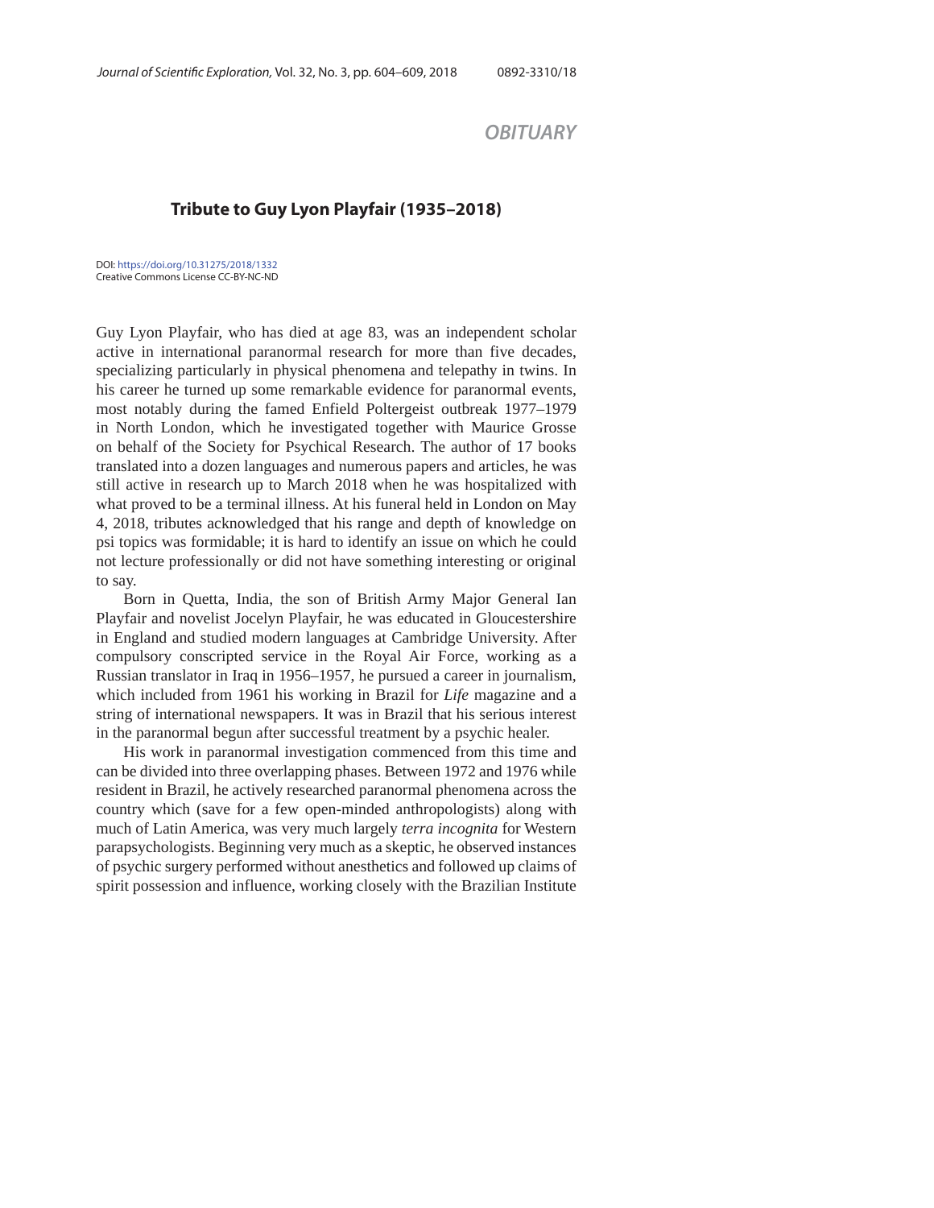*OBITUARY*

# Tribute to Guy Lyon Playfair (1935–2018)

DOI: https://doi.org/10.31275/2018/1332
Creative Commons License CC-BY-NC-ND

Guy Lyon Playfair, who has died at age 83, was an independent scholar active in international paranormal research for more than five decades, specializing particularly in physical phenomena and telepathy in twins. In his career he turned up some remarkable evidence for paranormal events, most notably during the famed Enfield Poltergeist outbreak 1977–1979 in North London, which he investigated together with Maurice Grosse on behalf of the Society for Psychical Research. The author of 17 books translated into a dozen languages and numerous papers and articles, he was still active in research up to March 2018 when he was hospitalized with what proved to be a terminal illness. At his funeral held in London on May 4, 2018, tributes acknowledged that his range and depth of knowledge on psi topics was formidable; it is hard to identify an issue on which he could not lecture professionally or did not have something interesting or original to say.

Born in Quetta, India, the son of British Army Major General Ian Playfair and novelist Jocelyn Playfair, he was educated in Gloucestershire in England and studied modern languages at Cambridge University. After compulsory conscripted service in the Royal Air Force, working as a Russian translator in Iraq in 1956–1957, he pursued a career in journalism, which included from 1961 his working in Brazil for *Life* magazine and a string of international newspapers. It was in Brazil that his serious interest in the paranormal begun after successful treatment by a psychic healer.

His work in paranormal investigation commenced from this time and can be divided into three overlapping phases. Between 1972 and 1976 while resident in Brazil, he actively researched paranormal phenomena across the country which (save for a few open-minded anthropologists) along with much of Latin America, was very much largely *terra incognita* for Western parapsychologists. Beginning very much as a skeptic, he observed instances of psychic surgery performed without anesthetics and followed up claims of spirit possession and influence, working closely with the Brazilian Institute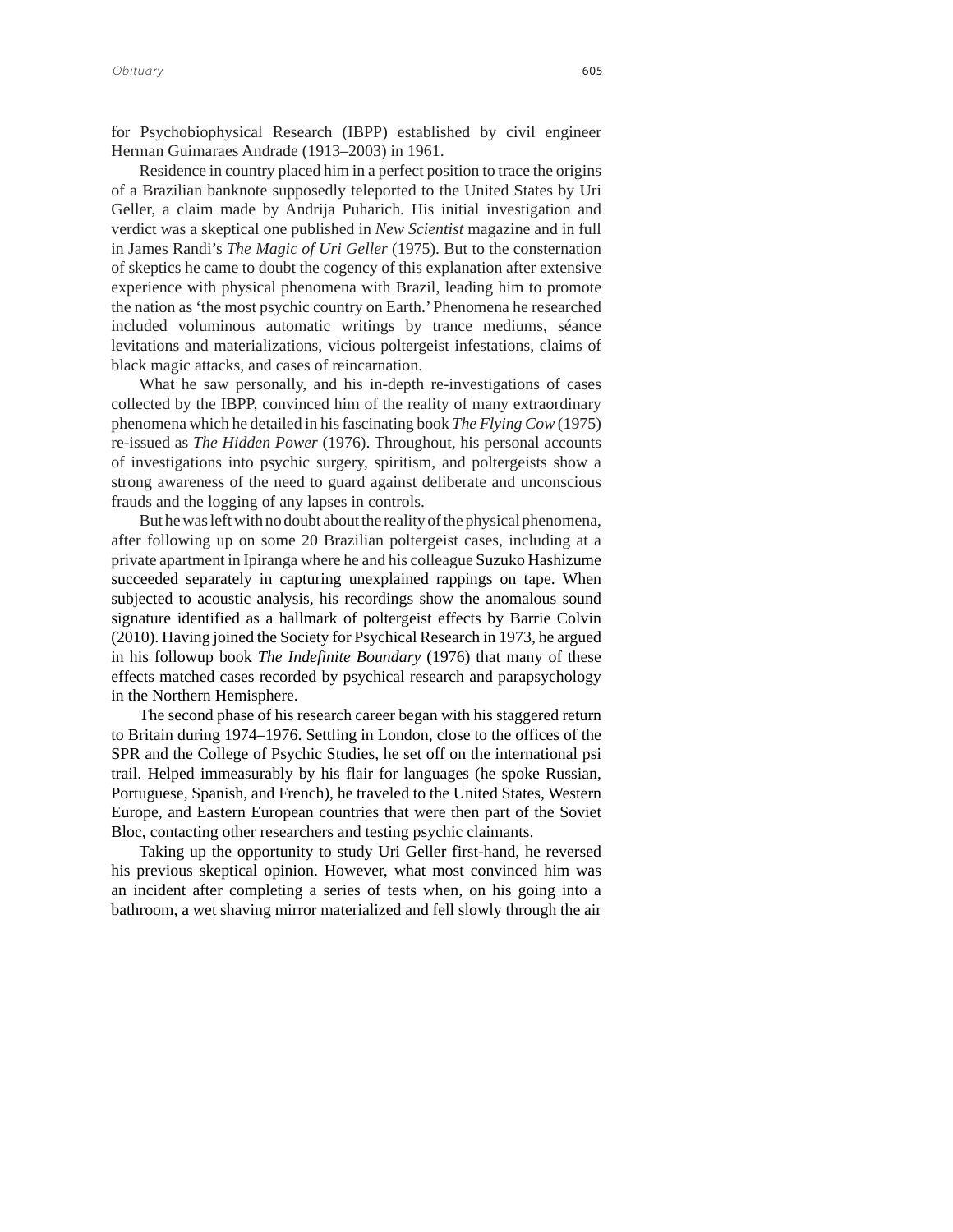for Psychobiophysical Research (IBPP) established by civil engineer Herman Guimaraes Andrade (1913–2003) in 1961.

Residence in country placed him in a perfect position to trace the origins of a Brazilian banknote supposedly teleported to the United States by Uri Geller, a claim made by Andrija Puharich. His initial investigation and verdict was a skeptical one published in *New Scientist* magazine and in full in James Randi's *The Magic of Uri Geller* (1975). But to the consternation of skeptics he came to doubt the cogency of this explanation after extensive experience with physical phenomena with Brazil, leading him to promote the nation as 'the most psychic country on Earth.' Phenomena he researched included voluminous automatic writings by trance mediums, séance levitations and materializations, vicious poltergeist infestations, claims of black magic attacks, and cases of reincarnation.

What he saw personally, and his in-depth re-investigations of cases collected by the IBPP, convinced him of the reality of many extraordinary phenomena which he detailed in his fascinating book *The Flying Cow* (1975) re-issued as *The Hidden Power* (1976). Throughout, his personal accounts of investigations into psychic surgery, spiritism, and poltergeists show a strong awareness of the need to guard against deliberate and unconscious frauds and the logging of any lapses in controls.

But he was left with no doubt about the reality of the physical phenomena, after following up on some 20 Brazilian poltergeist cases, including at a private apartment in Ipiranga where he and his colleague Suzuko Hashizume succeeded separately in capturing unexplained rappings on tape. When subjected to acoustic analysis, his recordings show the anomalous sound signature identified as a hallmark of poltergeist effects by Barrie Colvin (2010). Having joined the Society for Psychical Research in 1973, he argued in his followup book *The Indefinite Boundary* (1976) that many of these effects matched cases recorded by psychical research and parapsychology in the Northern Hemisphere.

The second phase of his research career began with his staggered return to Britain during 1974–1976. Settling in London, close to the offices of the SPR and the College of Psychic Studies, he set off on the international psi trail. Helped immeasurably by his flair for languages (he spoke Russian, Portuguese, Spanish, and French), he traveled to the United States, Western Europe, and Eastern European countries that were then part of the Soviet Bloc, contacting other researchers and testing psychic claimants.

Taking up the opportunity to study Uri Geller first-hand, he reversed his previous skeptical opinion. However, what most convinced him was an incident after completing a series of tests when, on his going into a bathroom, a wet shaving mirror materialized and fell slowly through the air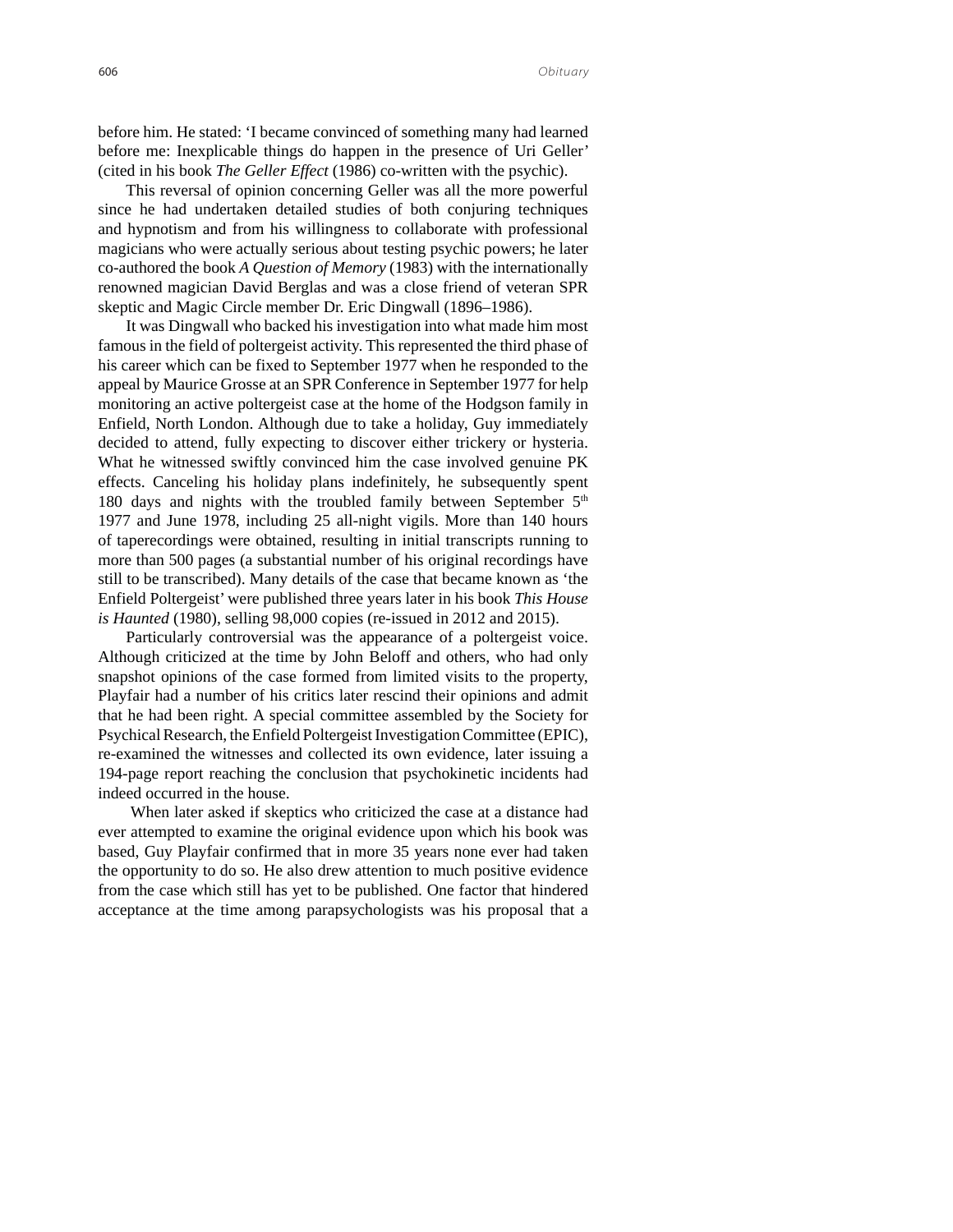before him. He stated: 'I became convinced of something many had learned before me: Inexplicable things do happen in the presence of Uri Geller' (cited in his book *The Geller Effect* (1986) co-written with the psychic).

This reversal of opinion concerning Geller was all the more powerful since he had undertaken detailed studies of both conjuring techniques and hypnotism and from his willingness to collaborate with professional magicians who were actually serious about testing psychic powers; he later co-authored the book *A Question of Memory* (1983) with the internationally renowned magician David Berglas and was a close friend of veteran SPR skeptic and Magic Circle member Dr. Eric Dingwall (1896–1986).

It was Dingwall who backed his investigation into what made him most famous in the field of poltergeist activity. This represented the third phase of his career which can be fixed to September 1977 when he responded to the appeal by Maurice Grosse at an SPR Conference in September 1977 for help monitoring an active poltergeist case at the home of the Hodgson family in Enfield, North London. Although due to take a holiday, Guy immediately decided to attend, fully expecting to discover either trickery or hysteria. What he witnessed swiftly convinced him the case involved genuine PK effects. Canceling his holiday plans indefinitely, he subsequently spent 180 days and nights with the troubled family between September 5th 1977 and June 1978, including 25 all-night vigils. More than 140 hours of taperecordings were obtained, resulting in initial transcripts running to more than 500 pages (a substantial number of his original recordings have still to be transcribed). Many details of the case that became known as 'the Enfield Poltergeist' were published three years later in his book *This House is Haunted* (1980), selling 98,000 copies (re-issued in 2012 and 2015).

Particularly controversial was the appearance of a poltergeist voice. Although criticized at the time by John Beloff and others, who had only snapshot opinions of the case formed from limited visits to the property, Playfair had a number of his critics later rescind their opinions and admit that he had been right. A special committee assembled by the Society for Psychical Research, the Enfield Poltergeist Investigation Committee (EPIC), re-examined the witnesses and collected its own evidence, later issuing a 194-page report reaching the conclusion that psychokinetic incidents had indeed occurred in the house.

When later asked if skeptics who criticized the case at a distance had ever attempted to examine the original evidence upon which his book was based, Guy Playfair confirmed that in more 35 years none ever had taken the opportunity to do so. He also drew attention to much positive evidence from the case which still has yet to be published. One factor that hindered acceptance at the time among parapsychologists was his proposal that a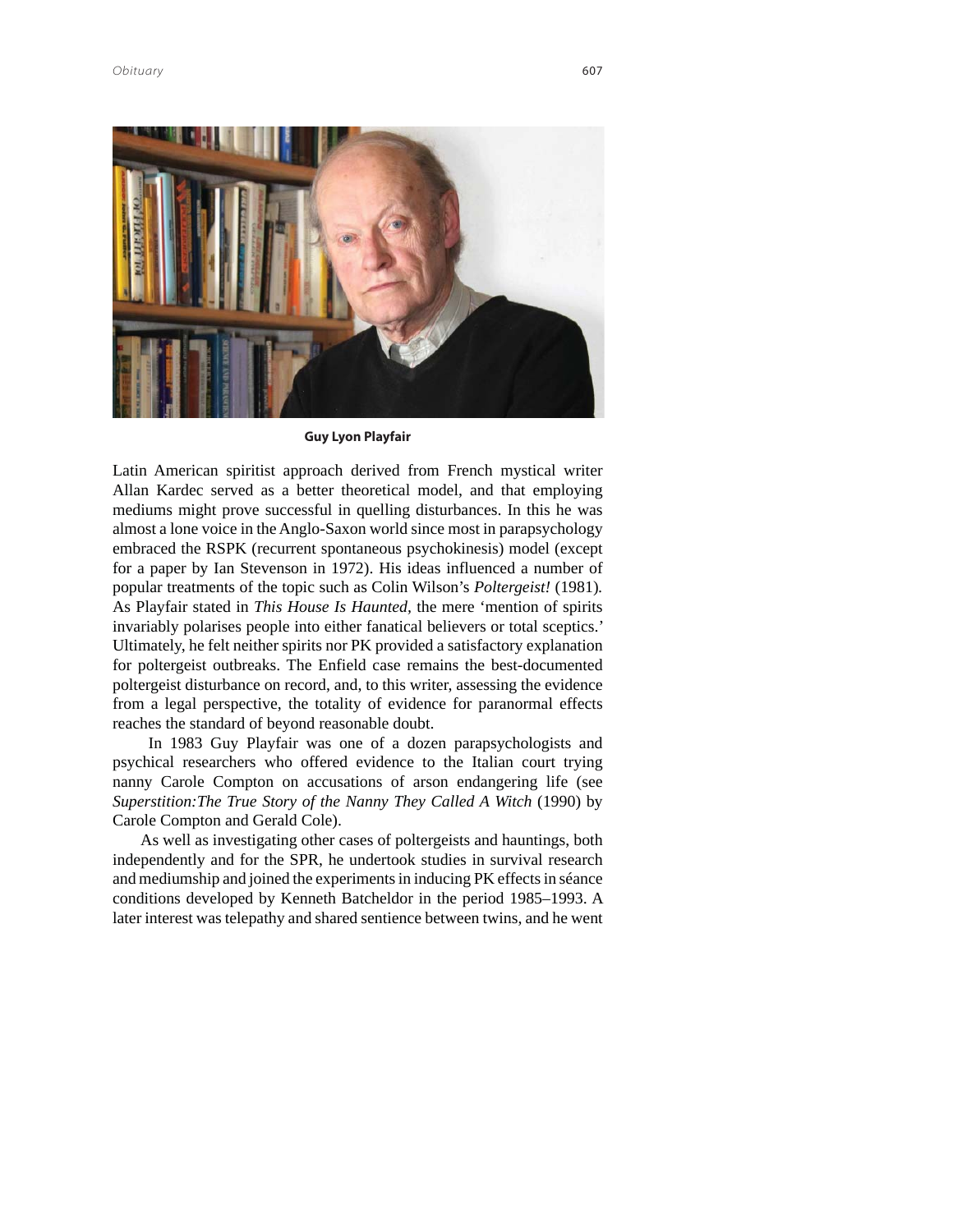Guy Lyon Playfair

Latin American spiritist approach derived from French mystical writer Allan Kardec served as a better theoretical model, and that employing mediums might prove successful in quelling disturbances. In this he was almost a lone voice in the Anglo-Saxon world since most in parapsychology embraced the RSPK (recurrent spontaneous psychokinesis) model (except for a paper by Ian Stevenson in 1972). His ideas influenced a number of popular treatments of the topic such as Colin Wilson's *Poltergeist!* (1981). As Playfair stated in *This House Is Haunted,* the mere 'mention of spirits invariably polarises people into either fanatical believers or total sceptics.' Ultimately, he felt neither spirits nor PK provided a satisfactory explanation for poltergeist outbreaks. The Enfield case remains the best-documented poltergeist disturbance on record, and, to this writer, assessing the evidence from a legal perspective, the totality of evidence for paranormal effects reaches the standard of beyond reasonable doubt.

In 1983 Guy Playfair was one of a dozen parapsychologists and psychical researchers who offered evidence to the Italian court trying nanny Carole Compton on accusations of arson endangering life (see *Superstition:The True Story of the Nanny They Called A Witch* (1990) by Carole Compton and Gerald Cole).

As well as investigating other cases of poltergeists and hauntings, both independently and for the SPR, he undertook studies in survival research and mediumship and joined the experiments in inducing PK effects in séance conditions developed by Kenneth Batcheldor in the period 1985–1993. A later interest was telepathy and shared sentience between twins, and he went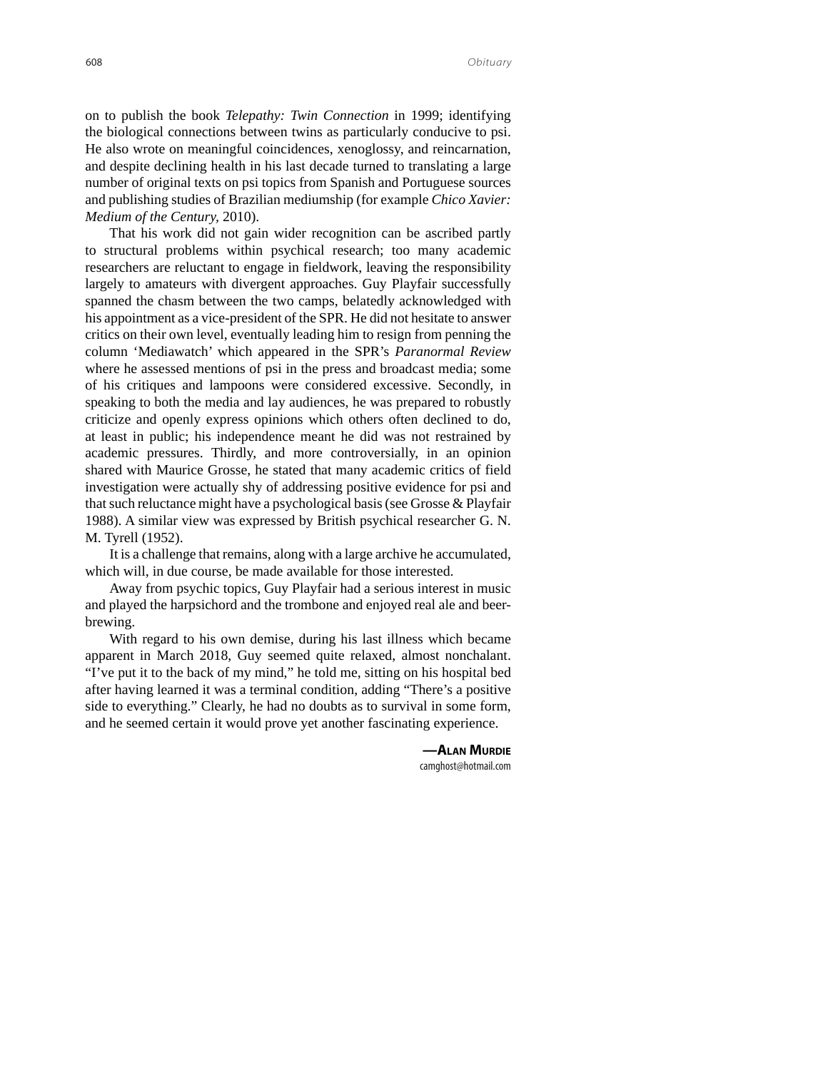on to publish the book *Telepathy: Twin Connection* in 1999; identifying the biological connections between twins as particularly conducive to psi. He also wrote on meaningful coincidences, xenoglossy, and reincarnation, and despite declining health in his last decade turned to translating a large number of original texts on psi topics from Spanish and Portuguese sources and publishing studies of Brazilian mediumship (for example *Chico Xavier: Medium of the Century*, 2010).

That his work did not gain wider recognition can be ascribed partly to structural problems within psychical research; too many academic researchers are reluctant to engage in fieldwork, leaving the responsibility largely to amateurs with divergent approaches. Guy Playfair successfully spanned the chasm between the two camps, belatedly acknowledged with his appointment as a vice-president of the SPR. He did not hesitate to answer critics on their own level, eventually leading him to resign from penning the column 'Mediawatch' which appeared in the SPR's *Paranormal Review* where he assessed mentions of psi in the press and broadcast media; some of his critiques and lampoons were considered excessive. Secondly, in speaking to both the media and lay audiences, he was prepared to robustly criticize and openly express opinions which others often declined to do, at least in public; his independence meant he did was not restrained by academic pressures. Thirdly, and more controversially, in an opinion shared with Maurice Grosse, he stated that many academic critics of field investigation were actually shy of addressing positive evidence for psi and that such reluctance might have a psychological basis (see Grosse & Playfair 1988). A similar view was expressed by British psychical researcher G. N. M. Tyrell (1952).

It is a challenge that remains, along with a large archive he accumulated, which will, in due course, be made available for those interested.

Away from psychic topics, Guy Playfair had a serious interest in music and played the harpsichord and the trombone and enjoyed real ale and beer-brewing.

With regard to his own demise, during his last illness which became apparent in March 2018, Guy seemed quite relaxed, almost nonchalant. "I've put it to the back of my mind," he told me, sitting on his hospital bed after having learned it was a terminal condition, adding "There's a positive side to everything." Clearly, he had no doubts as to survival in some form, and he seemed certain it would prove yet another fascinating experience.

**—Alan Murdie**
camghost@hotmail.com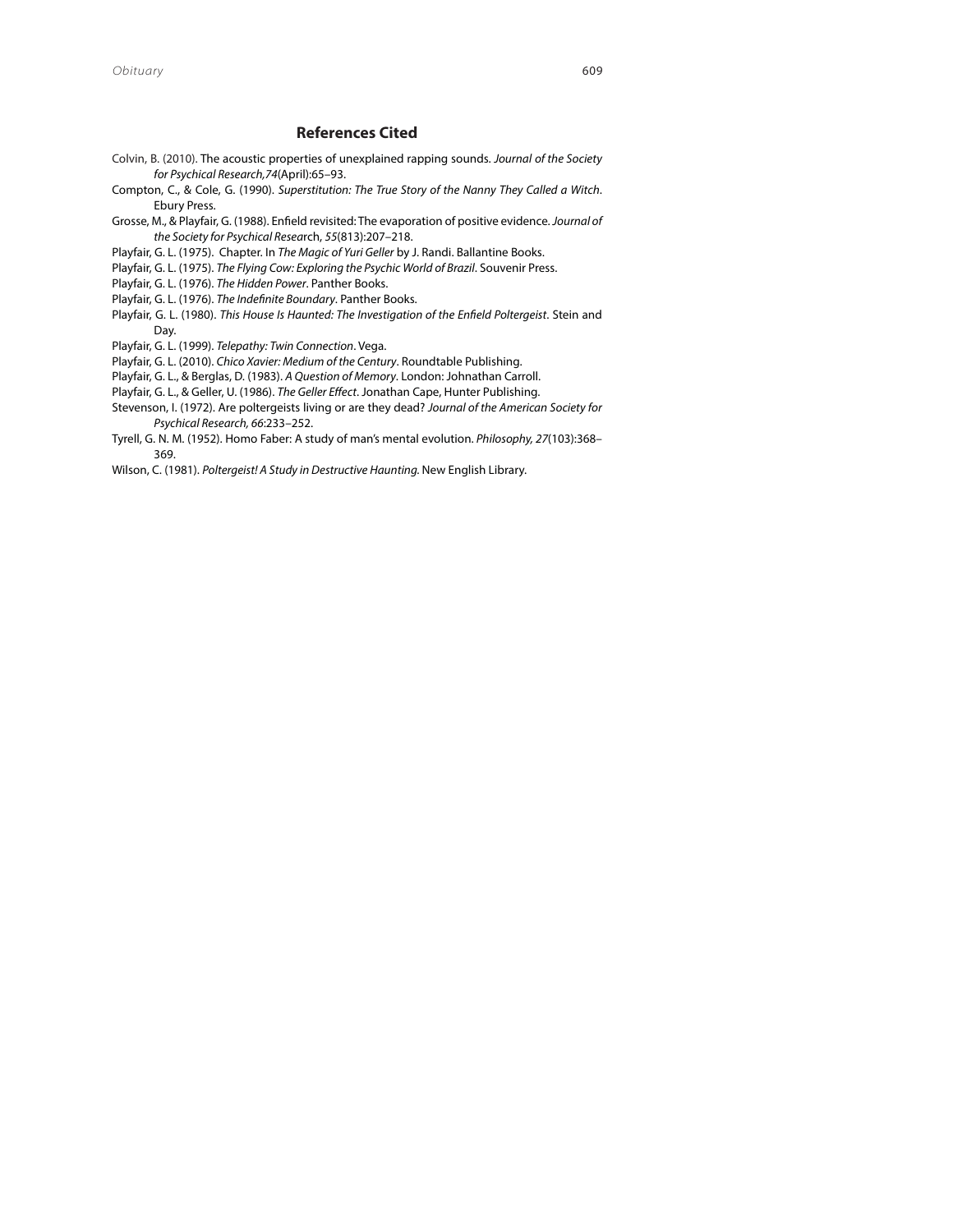## References Cited

Colvin, B. (2010). The acoustic properties of unexplained rapping sounds. *Journal of the Society for Psychical Research,74*(April):65–93.

Compton, C., & Cole, G. (1990). *Superstitution: The True Story of the Nanny They Called a Witch*. Ebury Press.

Grosse, M., & Playfair, G. (1988). Enfield revisited: The evaporation of positive evidence. *Journal of the Society for Psychical Research*, *55*(813):207–218.

Playfair, G. L. (1975). Chapter. In *The Magic of Yuri Geller* by J. Randi. Ballantine Books.

Playfair, G. L. (1975). *The Flying Cow: Exploring the Psychic World of Brazil*. Souvenir Press.

Playfair, G. L. (1976). *The Hidden Power*. Panther Books.

Playfair, G. L. (1976). *The Indefinite Boundary*. Panther Books.

Playfair, G. L. (1980). *This House Is Haunted: The Investigation of the Enfield Poltergeist*. Stein and Day.

Playfair, G. L. (1999). *Telepathy: Twin Connection*. Vega.

Playfair, G. L. (2010). *Chico Xavier: Medium of the Century*. Roundtable Publishing.

Playfair, G. L., & Berglas, D. (1983). *A Question of Memory*. London: Johnathan Carroll.

Playfair, G. L., & Geller, U. (1986). *The Geller Effect*. Jonathan Cape, Hunter Publishing.

Stevenson, I. (1972). Are poltergeists living or are they dead? *Journal of the American Society for Psychical Research, 66*:233–252.

Tyrell, G. N. M. (1952). Homo Faber: A study of man's mental evolution. *Philosophy, 27*(103):368–369.

Wilson, C. (1981). *Poltergeist! A Study in Destructive Haunting*. New English Library.